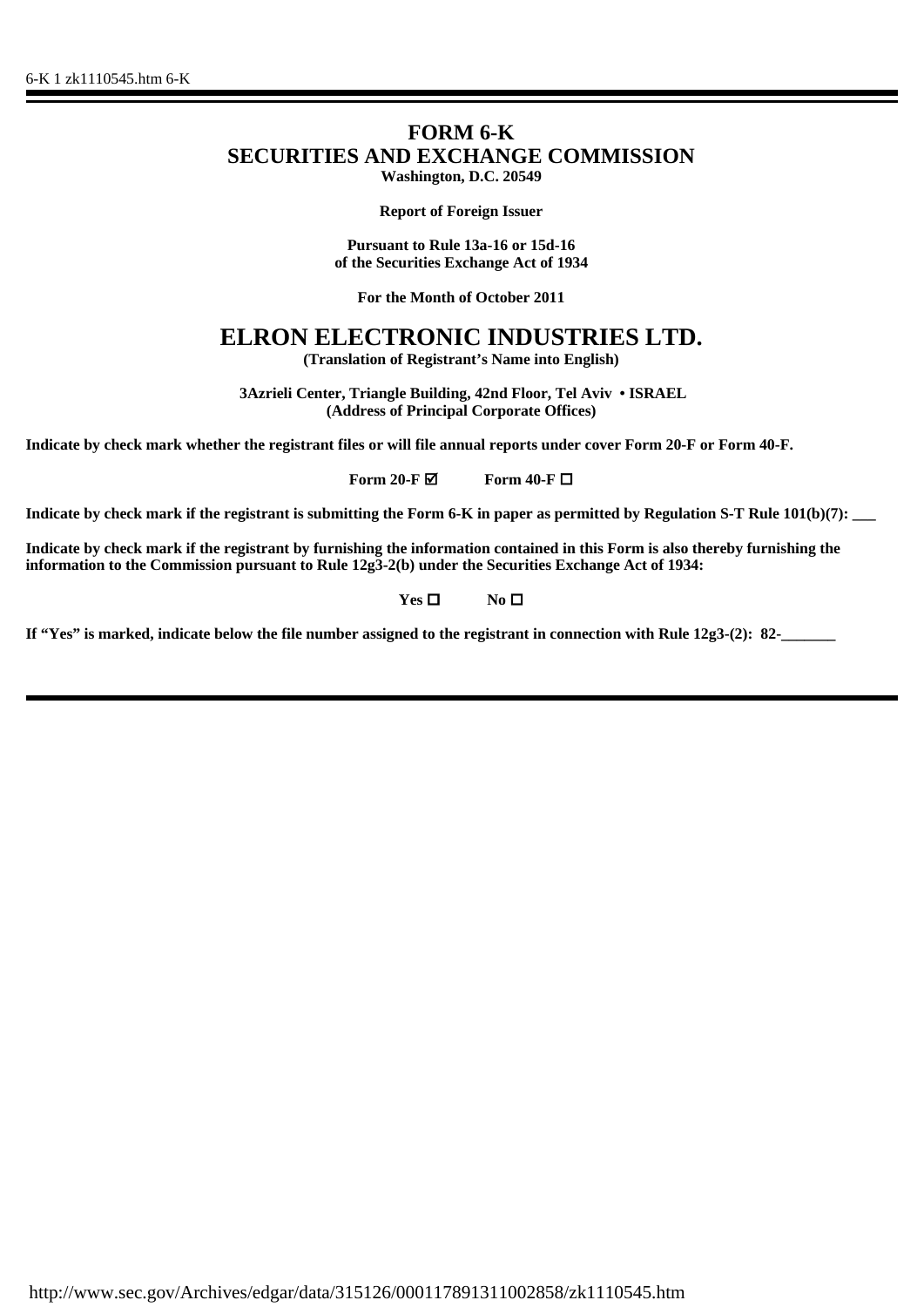# FORM 6-K

## SECURITIES AND EXCHANGE COMMISSION

**Washington, D.C. 20549**

**Report of Foreign Issuer**

**Pursuant to Rule 13a-16 or 15d-16**
**of the Securities Exchange Act of 1934**

**For the Month of October 2011**

# ELRON ELECTRONIC INDUSTRIES LTD.

**(Translation of Registrant's Name into English)**

**3Azrieli Center, Triangle Building, 42nd Floor, Tel Aviv • ISRAEL**
**(Address of Principal Corporate Offices)**

**Indicate by check mark whether the registrant files or will file annual reports under cover Form 20-F or Form 40-F.**

**Form 20-F ☑ Form 40-F ☐**

**Indicate by check mark if the registrant is submitting the Form 6-K in paper as permitted by Regulation S-T Rule 101(b)(7): ___**

**Indicate by check mark if the registrant by furnishing the information contained in this Form is also thereby furnishing the information to the Commission pursuant to Rule 12g3-2(b) under the Securities Exchange Act of 1934:**

**Yes ☐ No ☐**

**If "Yes" is marked, indicate below the file number assigned to the registrant in connection with Rule 12g3-(2): 82-_______**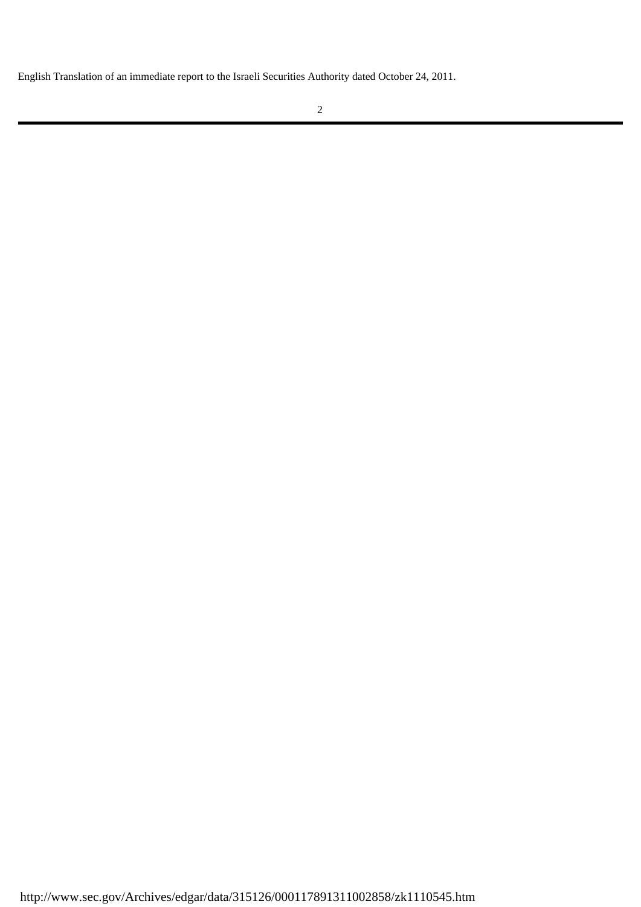English Translation of an immediate report to the Israeli Securities Authority dated October 24, 2011.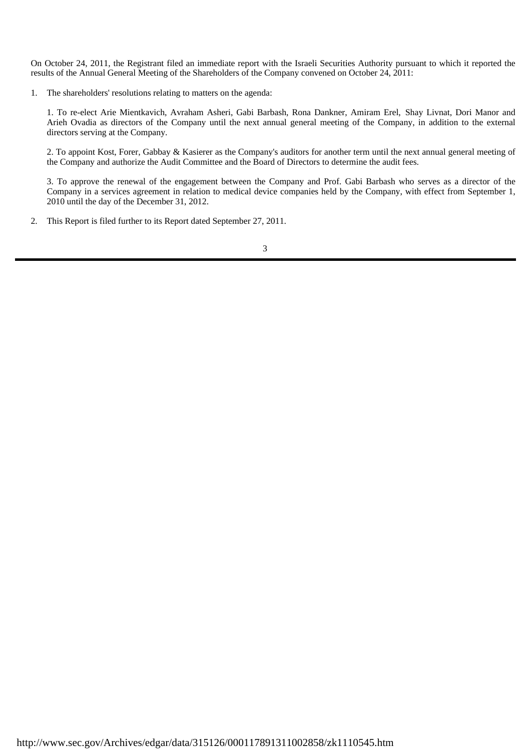On October 24, 2011, the Registrant filed an immediate report with the Israeli Securities Authority pursuant to which it reported the results of the Annual General Meeting of the Shareholders of the Company convened on October 24, 2011:

1. The shareholders' resolutions relating to matters on the agenda:

   1. To re-elect Arie Mientkavich, Avraham Asheri, Gabi Barbash, Rona Dankner, Amiram Erel, Shay Livnat, Dori Manor and Arieh Ovadia as directors of the Company until the next annual general meeting of the Company, in addition to the external directors serving at the Company.

   2. To appoint Kost, Forer, Gabbay & Kasierer as the Company's auditors for another term until the next annual general meeting of the Company and authorize the Audit Committee and the Board of Directors to determine the audit fees.

   3. To approve the renewal of the engagement between the Company and Prof. Gabi Barbash who serves as a director of the Company in a services agreement in relation to medical device companies held by the Company, with effect from September 1, 2010 until the day of the December 31, 2012.

2. This Report is filed further to its Report dated September 27, 2011.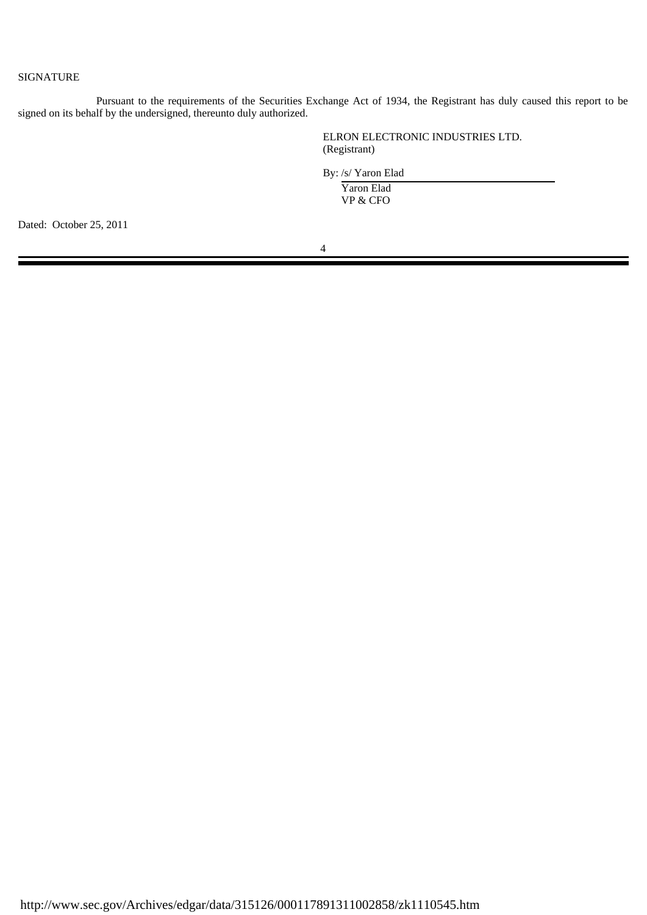SIGNATURE

Pursuant to the requirements of the Securities Exchange Act of 1934, the Registrant has duly caused this report to be signed on its behalf by the undersigned, thereunto duly authorized.

ELRON ELECTRONIC INDUSTRIES LTD.
(Registrant)

By: /s/ Yaron Elad
Yaron Elad
VP & CFO

Dated: October 25, 2011

http://www.sec.gov/Archives/edgar/data/315126/000117891311002858/zk1110545.htm